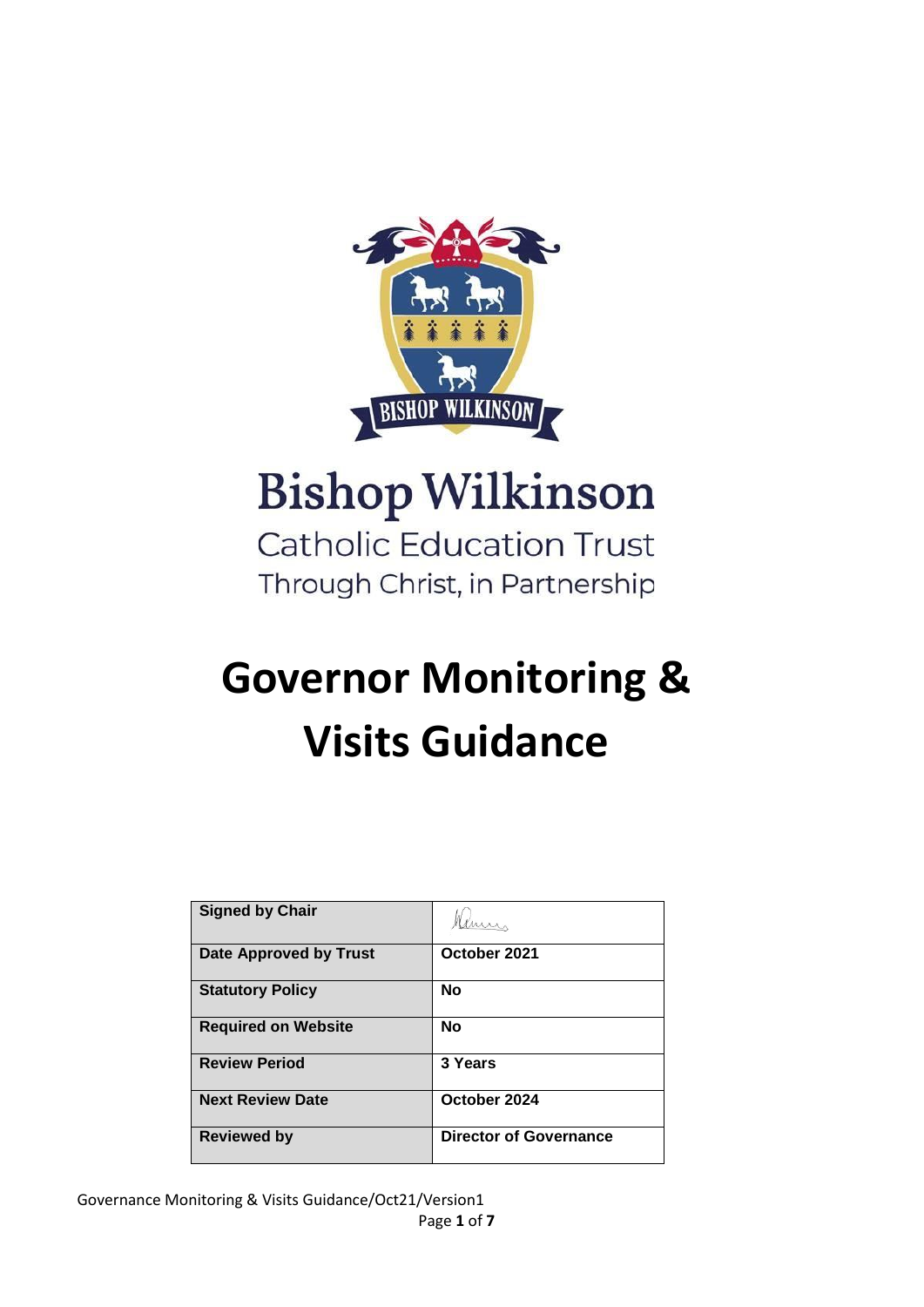# Bishop Wilkinson

Catholic Education Trust

Through Christ, in Partnership

# Governor Monitoring & Visits Guidance

| **Signed by Chair** | |
|---|---|
| **Date Approved by Trust** | **October 2021** |
| **Statutory Policy** | **No** |
| **Required on Website** | **No** |
| **Review Period** | **3 Years** |
| **Next Review Date** | **October 2024** |
| **Reviewed by** | **Director of Governance** |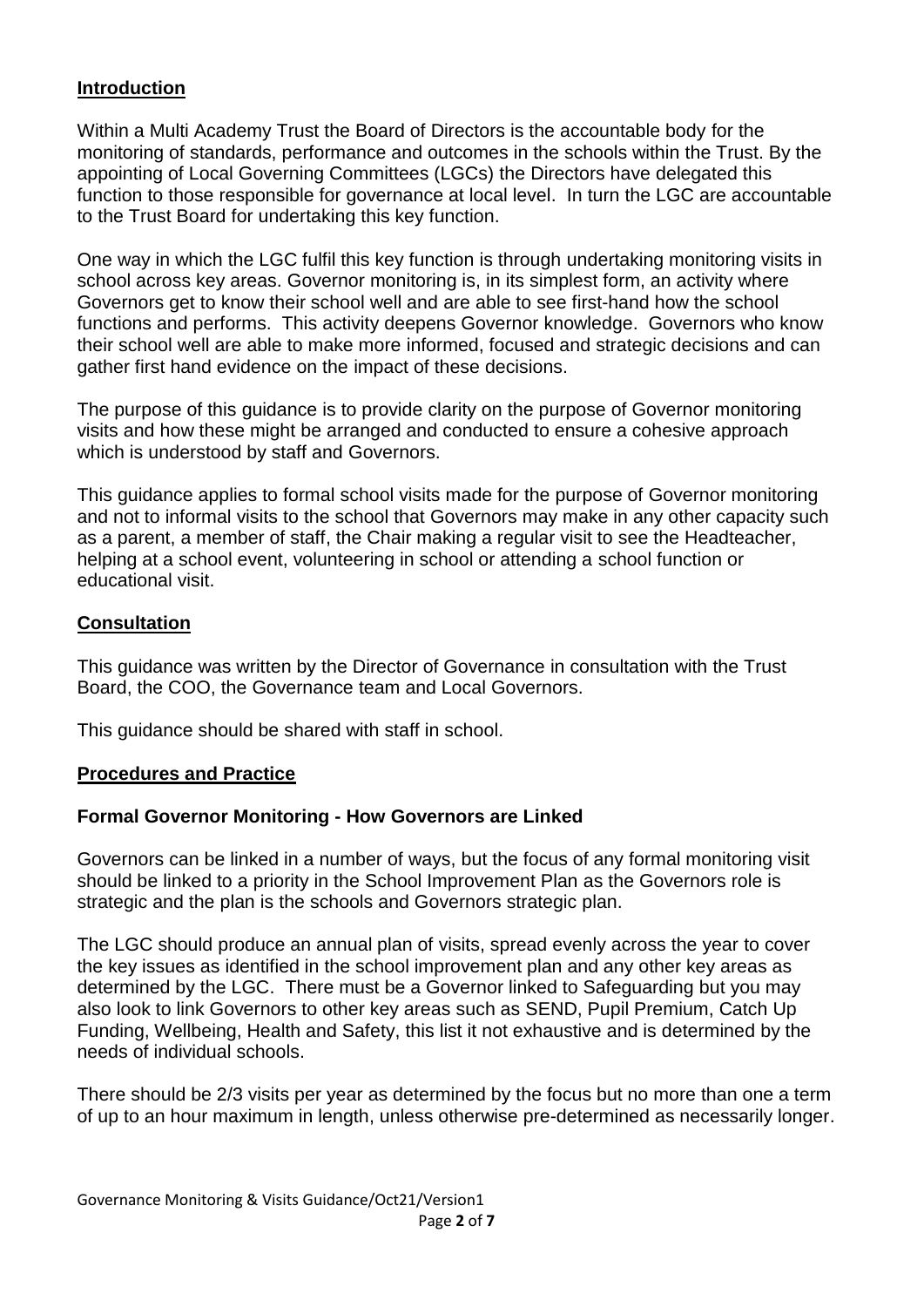## Introduction

Within a Multi Academy Trust the Board of Directors is the accountable body for the monitoring of standards, performance and outcomes in the schools within the Trust. By the appointing of Local Governing Committees (LGCs) the Directors have delegated this function to those responsible for governance at local level. In turn the LGC are accountable to the Trust Board for undertaking this key function.

One way in which the LGC fulfil this key function is through undertaking monitoring visits in school across key areas. Governor monitoring is, in its simplest form, an activity where Governors get to know their school well and are able to see first-hand how the school functions and performs. This activity deepens Governor knowledge. Governors who know their school well are able to make more informed, focused and strategic decisions and can gather first hand evidence on the impact of these decisions.

The purpose of this guidance is to provide clarity on the purpose of Governor monitoring visits and how these might be arranged and conducted to ensure a cohesive approach which is understood by staff and Governors.

This guidance applies to formal school visits made for the purpose of Governor monitoring and not to informal visits to the school that Governors may make in any other capacity such as a parent, a member of staff, the Chair making a regular visit to see the Headteacher, helping at a school event, volunteering in school or attending a school function or educational visit.

## Consultation

This guidance was written by the Director of Governance in consultation with the Trust Board, the COO, the Governance team and Local Governors.

This guidance should be shared with staff in school.

## Procedures and Practice

### Formal Governor Monitoring - How Governors are Linked

Governors can be linked in a number of ways, but the focus of any formal monitoring visit should be linked to a priority in the School Improvement Plan as the Governors role is strategic and the plan is the schools and Governors strategic plan.

The LGC should produce an annual plan of visits, spread evenly across the year to cover the key issues as identified in the school improvement plan and any other key areas as determined by the LGC. There must be a Governor linked to Safeguarding but you may also look to link Governors to other key areas such as SEND, Pupil Premium, Catch Up Funding, Wellbeing, Health and Safety, this list it not exhaustive and is determined by the needs of individual schools.

There should be 2/3 visits per year as determined by the focus but no more than one a term of up to an hour maximum in length, unless otherwise pre-determined as necessarily longer.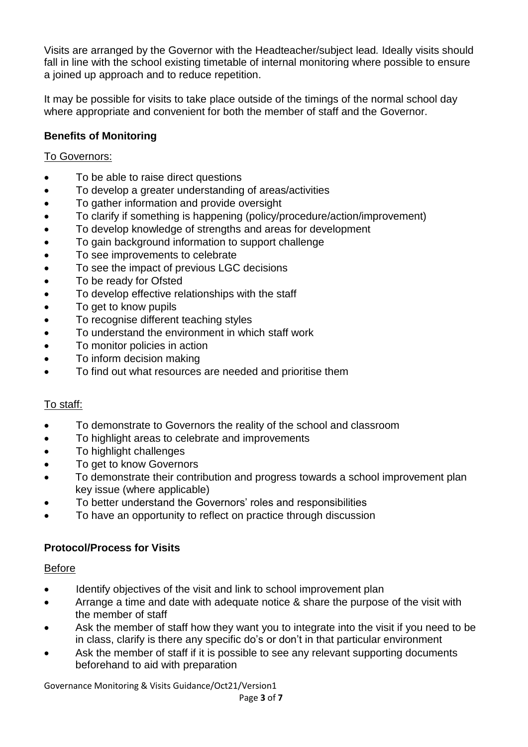Visits are arranged by the Governor with the Headteacher/subject lead. Ideally visits should fall in line with the school existing timetable of internal monitoring where possible to ensure a joined up approach and to reduce repetition.

It may be possible for visits to take place outside of the timings of the normal school day where appropriate and convenient for both the member of staff and the Governor.

**Benefits of Monitoring**

To Governors:

- To be able to raise direct questions
- To develop a greater understanding of areas/activities
- To gather information and provide oversight
- To clarify if something is happening (policy/procedure/action/improvement)
- To develop knowledge of strengths and areas for development
- To gain background information to support challenge
- To see improvements to celebrate
- To see the impact of previous LGC decisions
- To be ready for Ofsted
- To develop effective relationships with the staff
- To get to know pupils
- To recognise different teaching styles
- To understand the environment in which staff work
- To monitor policies in action
- To inform decision making
- To find out what resources are needed and prioritise them

To staff:

- To demonstrate to Governors the reality of the school and classroom
- To highlight areas to celebrate and improvements
- To highlight challenges
- To get to know Governors
- To demonstrate their contribution and progress towards a school improvement plan key issue (where applicable)
- To better understand the Governors' roles and responsibilities
- To have an opportunity to reflect on practice through discussion

**Protocol/Process for Visits**

Before

- Identify objectives of the visit and link to school improvement plan
- Arrange a time and date with adequate notice & share the purpose of the visit with the member of staff
- Ask the member of staff how they want you to integrate into the visit if you need to be in class, clarify is there any specific do's or don't in that particular environment
- Ask the member of staff if it is possible to see any relevant supporting documents beforehand to aid with preparation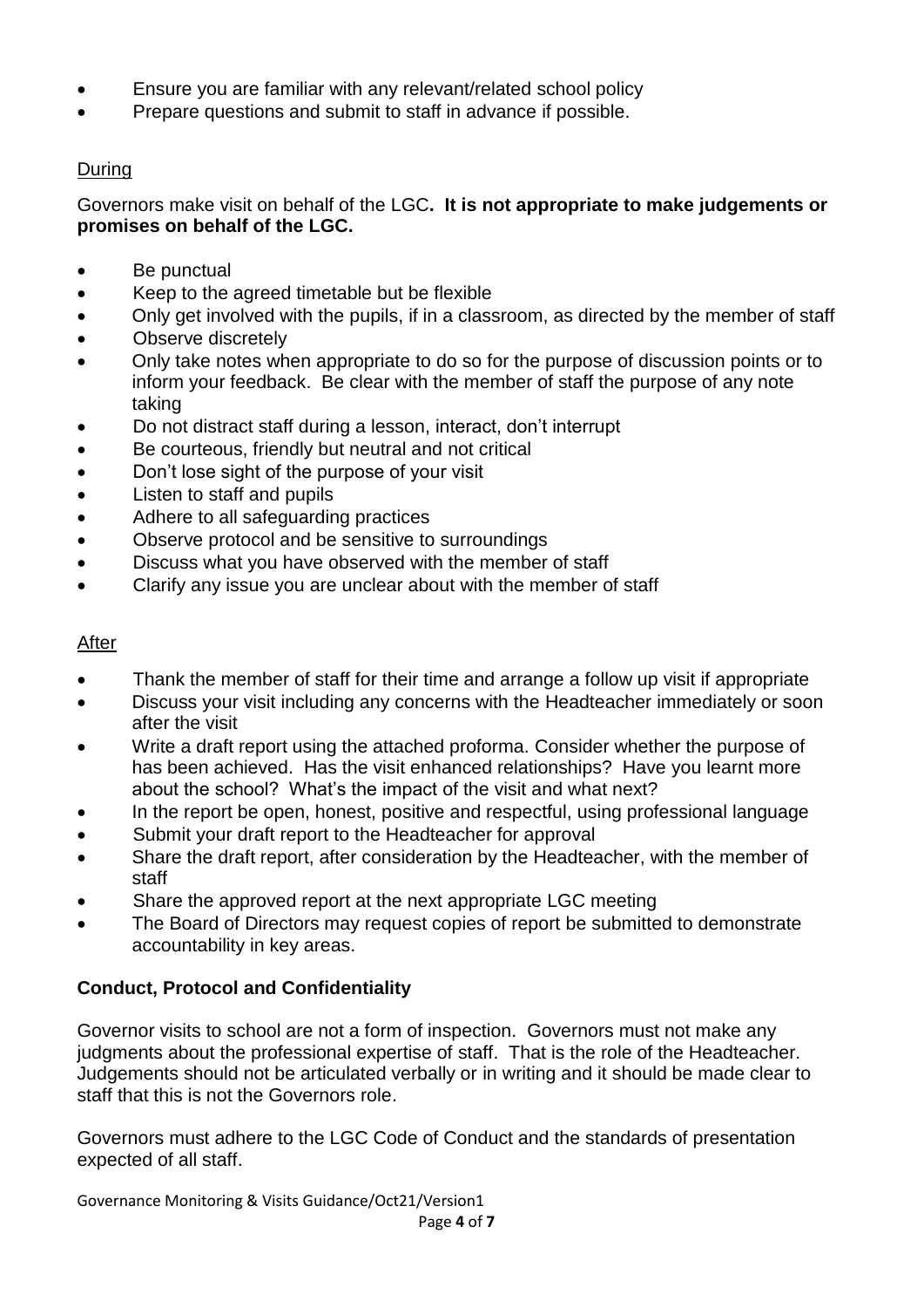- Ensure you are familiar with any relevant/related school policy
- Prepare questions and submit to staff in advance if possible.

## During

Governors make visit on behalf of the LGC**. It is not appropriate to make judgements or promises on behalf of the LGC.**

- Be punctual
- Keep to the agreed timetable but be flexible
- Only get involved with the pupils, if in a classroom, as directed by the member of staff
- Observe discretely
- Only take notes when appropriate to do so for the purpose of discussion points or to inform your feedback. Be clear with the member of staff the purpose of any note taking
- Do not distract staff during a lesson, interact, don't interrupt
- Be courteous, friendly but neutral and not critical
- Don't lose sight of the purpose of your visit
- Listen to staff and pupils
- Adhere to all safeguarding practices
- Observe protocol and be sensitive to surroundings
- Discuss what you have observed with the member of staff
- Clarify any issue you are unclear about with the member of staff

## After

- Thank the member of staff for their time and arrange a follow up visit if appropriate
- Discuss your visit including any concerns with the Headteacher immediately or soon after the visit
- Write a draft report using the attached proforma. Consider whether the purpose of has been achieved. Has the visit enhanced relationships? Have you learnt more about the school? What's the impact of the visit and what next?
- In the report be open, honest, positive and respectful, using professional language
- Submit your draft report to the Headteacher for approval
- Share the draft report, after consideration by the Headteacher, with the member of staff
- Share the approved report at the next appropriate LGC meeting
- The Board of Directors may request copies of report be submitted to demonstrate accountability in key areas.

## Conduct, Protocol and Confidentiality

Governor visits to school are not a form of inspection. Governors must not make any judgments about the professional expertise of staff. That is the role of the Headteacher. Judgements should not be articulated verbally or in writing and it should be made clear to staff that this is not the Governors role.

Governors must adhere to the LGC Code of Conduct and the standards of presentation expected of all staff.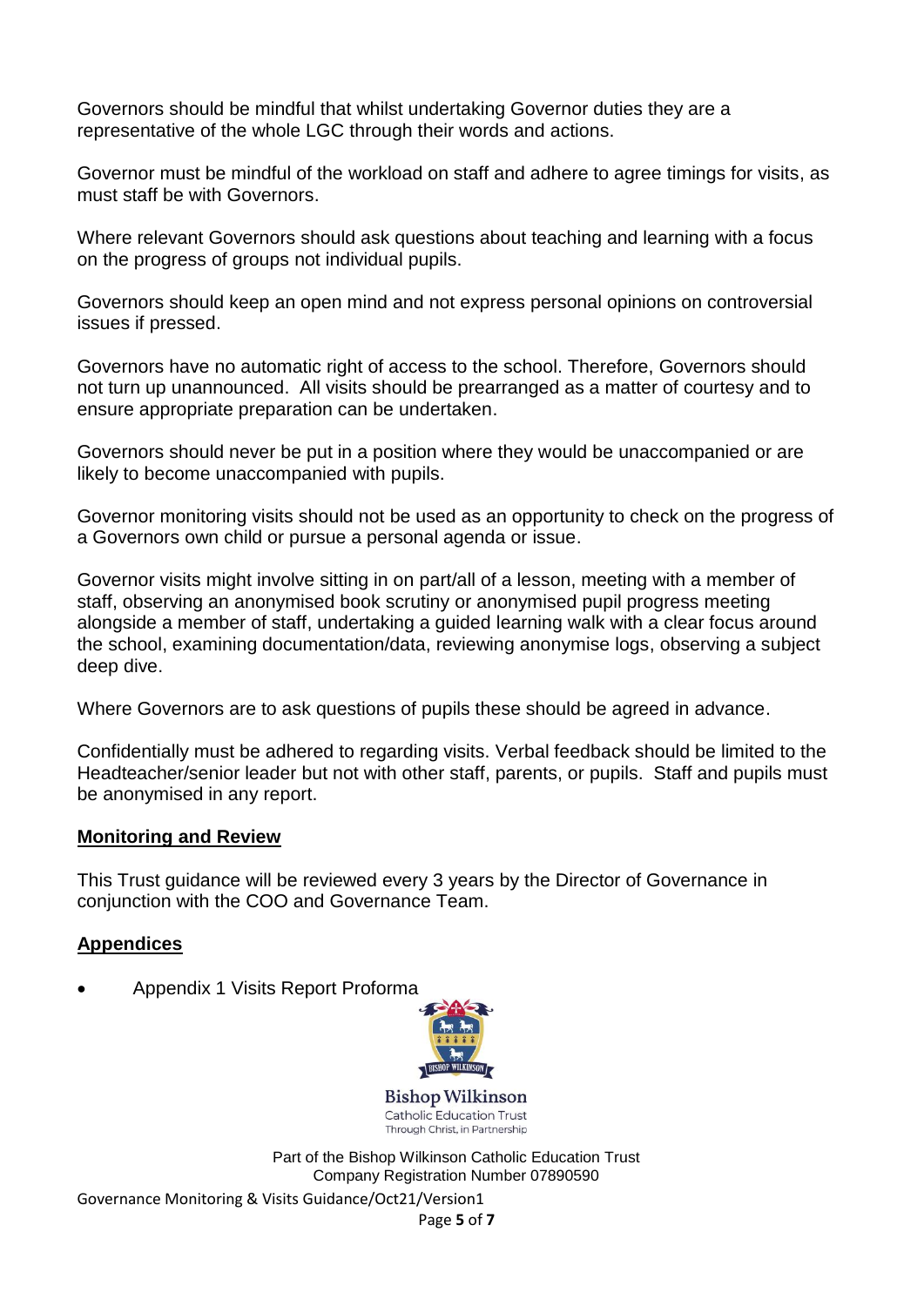Governors should be mindful that whilst undertaking Governor duties they are a representative of the whole LGC through their words and actions.

Governor must be mindful of the workload on staff and adhere to agree timings for visits, as must staff be with Governors.

Where relevant Governors should ask questions about teaching and learning with a focus on the progress of groups not individual pupils.

Governors should keep an open mind and not express personal opinions on controversial issues if pressed.

Governors have no automatic right of access to the school. Therefore, Governors should not turn up unannounced. All visits should be prearranged as a matter of courtesy and to ensure appropriate preparation can be undertaken.

Governors should never be put in a position where they would be unaccompanied or are likely to become unaccompanied with pupils.

Governor monitoring visits should not be used as an opportunity to check on the progress of a Governors own child or pursue a personal agenda or issue.

Governor visits might involve sitting in on part/all of a lesson, meeting with a member of staff, observing an anonymised book scrutiny or anonymised pupil progress meeting alongside a member of staff, undertaking a guided learning walk with a clear focus around the school, examining documentation/data, reviewing anonymise logs, observing a subject deep dive.

Where Governors are to ask questions of pupils these should be agreed in advance.

Confidentially must be adhered to regarding visits. Verbal feedback should be limited to the Headteacher/senior leader but not with other staff, parents, or pupils. Staff and pupils must be anonymised in any report.

## Monitoring and Review

This Trust guidance will be reviewed every 3 years by the Director of Governance in conjunction with the COO and Governance Team.

## Appendices

- Appendix 1 Visits Report Proforma

Bishop Wilkinson
Catholic Education Trust
Through Christ, in Partnership

Part of the Bishop Wilkinson Catholic Education Trust
Company Registration Number 07890590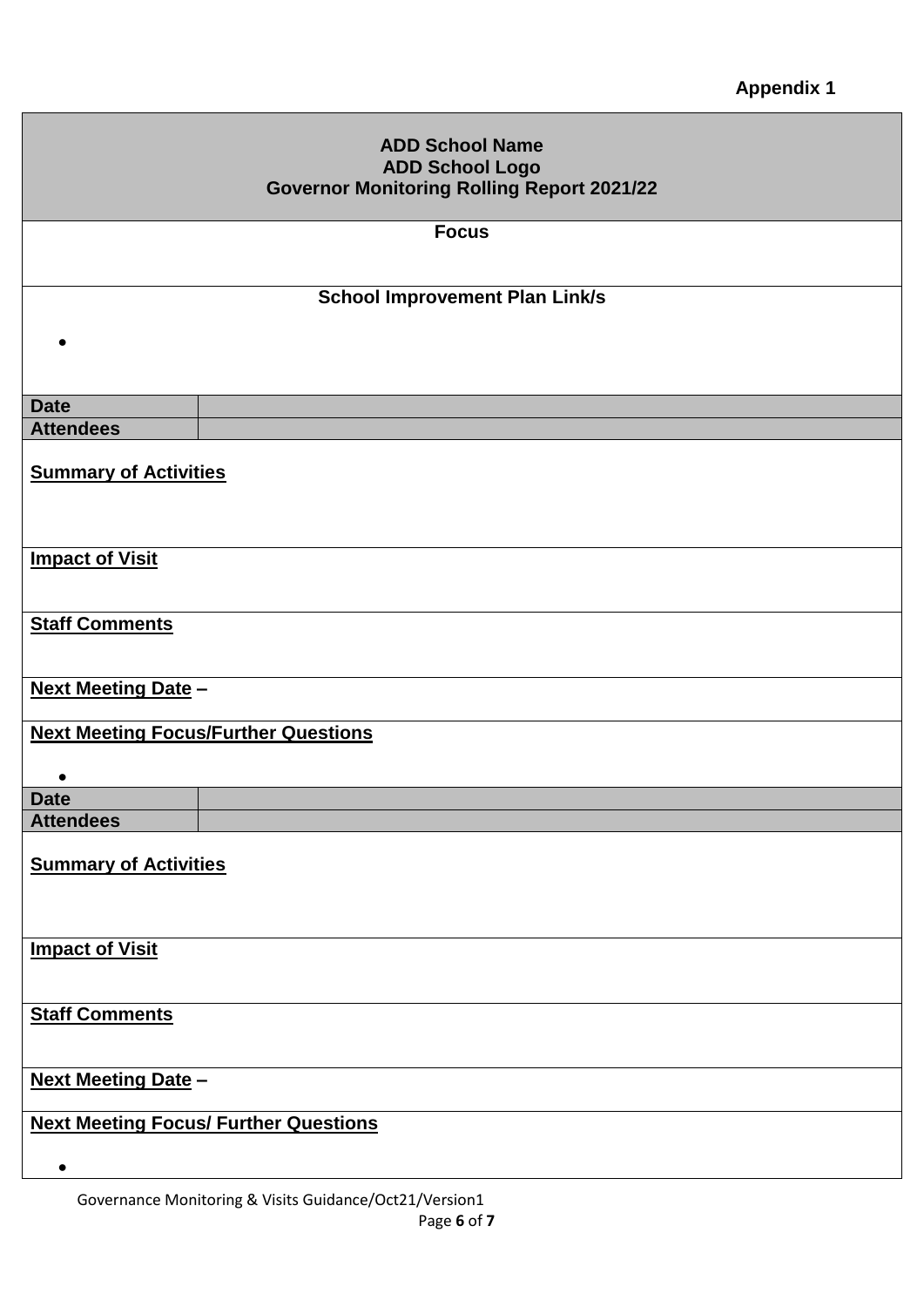**Appendix 1**

| **ADD School Name**<br>**ADD School Logo**<br>**Governor Monitoring Rolling Report 2021/22** | |
|---|---|
| **Focus** | |
| **School Improvement Plan Link/s**<br>• | |
| **Date** | |
| **Attendees** | |
| **Summary of Activities** | |
| **Impact of Visit** | |
| **Staff Comments** | |
| **Next Meeting Date –** | |
| **Next Meeting Focus/Further Questions**<br>• | |
| **Date** | |
| **Attendees** | |
| **Summary of Activities** | |
| **Impact of Visit** | |
| **Staff Comments** | |
| **Next Meeting Date –** | |
| **Next Meeting Focus/ Further Questions**<br>• | |

Governance Monitoring & Visits Guidance/Oct21/Version1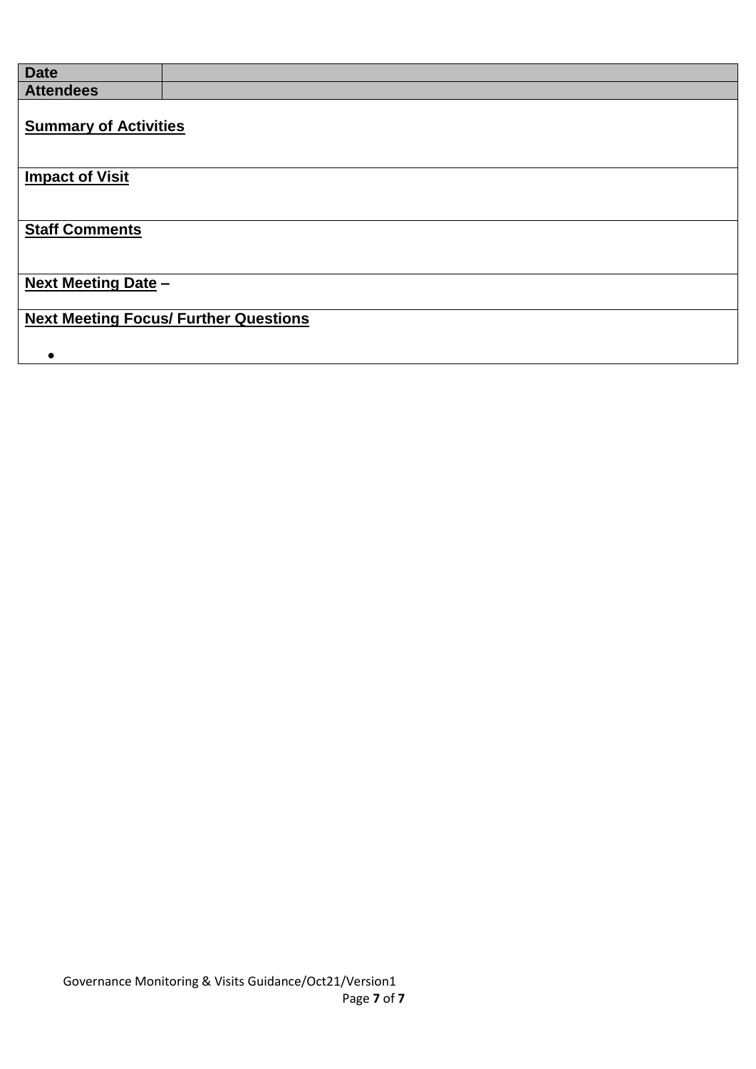| | |
|---|---|
| **Date** | |
| **Attendees** | |

**Summary of Activities**

**Impact of Visit**

**Staff Comments**

**Next Meeting Date –**

**Next Meeting Focus/ Further Questions**

-